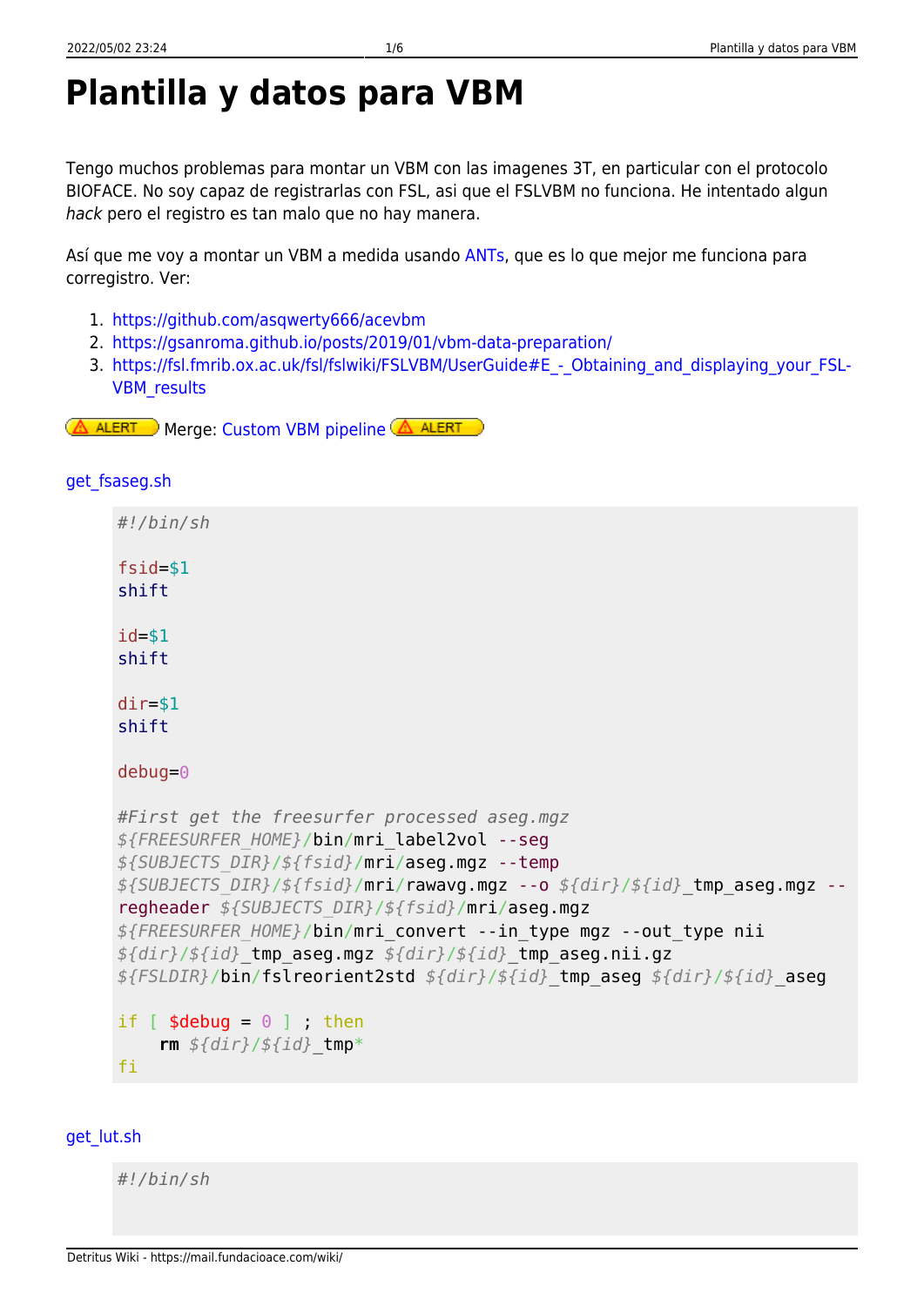# Plantilla y datos para VBM

Tengo muchos problemas para montar un VBM con las imagenes 3T, en particular con el protocolo BIOFACE. No soy capaz de registrarlas con FSL, asi que el FSLVBM no funciona. He intentado algun *hack* pero el registro es tan malo que no hay manera.

Así que me voy a montar un VBM a medida usando ANTs, que es lo que mejor me funciona para corregistro. Ver:

1. https://github.com/asqwerty666/acevbm
2. https://gsanroma.github.io/posts/2019/01/vbm-data-preparation/
3. https://fsl.fmrib.ox.ac.uk/fsl/fslwiki/FSLVBM/UserGuide#E_-_Obtaining_and_displaying_your_FSL-VBM_results

ALERT Merge: Custom VBM pipeline ALERT

get_fsaseg.sh

```
#!/bin/sh

fsid=$1
shift

id=$1
shift

dir=$1
shift

debug=0

#First get the freesurfer processed aseg.mgz
${FREESURFER_HOME}/bin/mri_label2vol --seg
${SUBJECTS_DIR}/${fsid}/mri/aseg.mgz --temp
${SUBJECTS_DIR}/${fsid}/mri/rawavg.mgz --o ${dir}/${id}_tmp_aseg.mgz --
regheader ${SUBJECTS_DIR}/${fsid}/mri/aseg.mgz
${FREESURFER_HOME}/bin/mri_convert --in_type mgz --out_type nii
${dir}/${id}_tmp_aseg.mgz ${dir}/${id}_tmp_aseg.nii.gz
${FSLDIR}/bin/fslreorient2std ${dir}/${id}_tmp_aseg ${dir}/${id}_aseg

if [ $debug = 0 ] ; then
    rm ${dir}/${id}_tmp*
fi
```

get_lut.sh

```
#!/bin/sh
```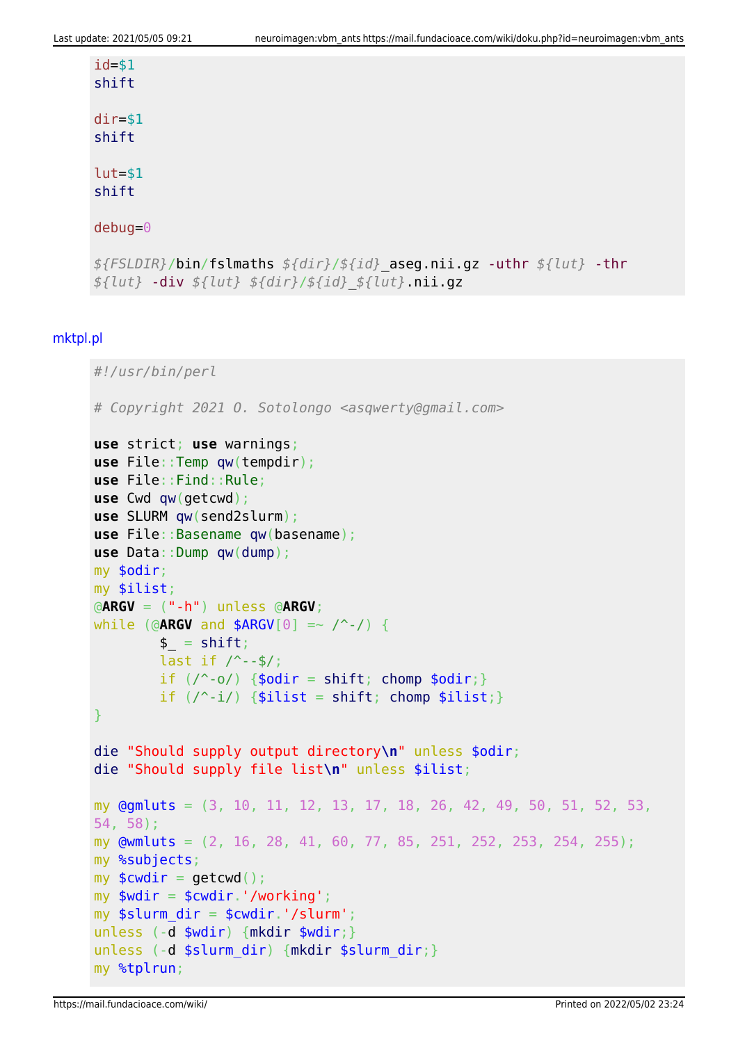```
id=$1
shift

dir=$1
shift

lut=$1
shift

debug=0

${FSLDIR}/bin/fslmaths ${dir}/${id}_aseg.nii.gz -uthr ${lut} -thr
${lut} -div ${lut} ${dir}/${id}_${lut}.nii.gz
```

mktpl.pl

```
#!/usr/bin/perl

# Copyright 2021 O. Sotolongo <asqwerty@gmail.com>

use strict; use warnings;
use File::Temp qw(tempdir);
use File::Find::Rule;
use Cwd qw(getcwd);
use SLURM qw(send2slurm);
use File::Basename qw(basename);
use Data::Dump qw(dump);
my $odir;
my $ilist;
@ARGV = ("-h") unless @ARGV;
while (@ARGV and $ARGV[0] =~ /^-/) {
        $_ = shift;
        last if /^--$/;
        if (/^-o/) {$odir = shift; chomp $odir;}
        if (/^-i/) {$ilist = shift; chomp $ilist;}
}

die "Should supply output directory\n" unless $odir;
die "Should supply file list\n" unless $ilist;

my @gmluts = (3, 10, 11, 12, 13, 17, 18, 26, 42, 49, 50, 51, 52, 53,
54, 58);
my @wmluts = (2, 16, 28, 41, 60, 77, 85, 251, 252, 253, 254, 255);
my %subjects;
my $cwdir = getcwd();
my $wdir = $cwdir.'/working';
my $slurm_dir = $cwdir.'/slurm';
unless (-d $wdir) {mkdir $wdir;}
unless (-d $slurm_dir) {mkdir $slurm_dir;}
my %tplrun;
```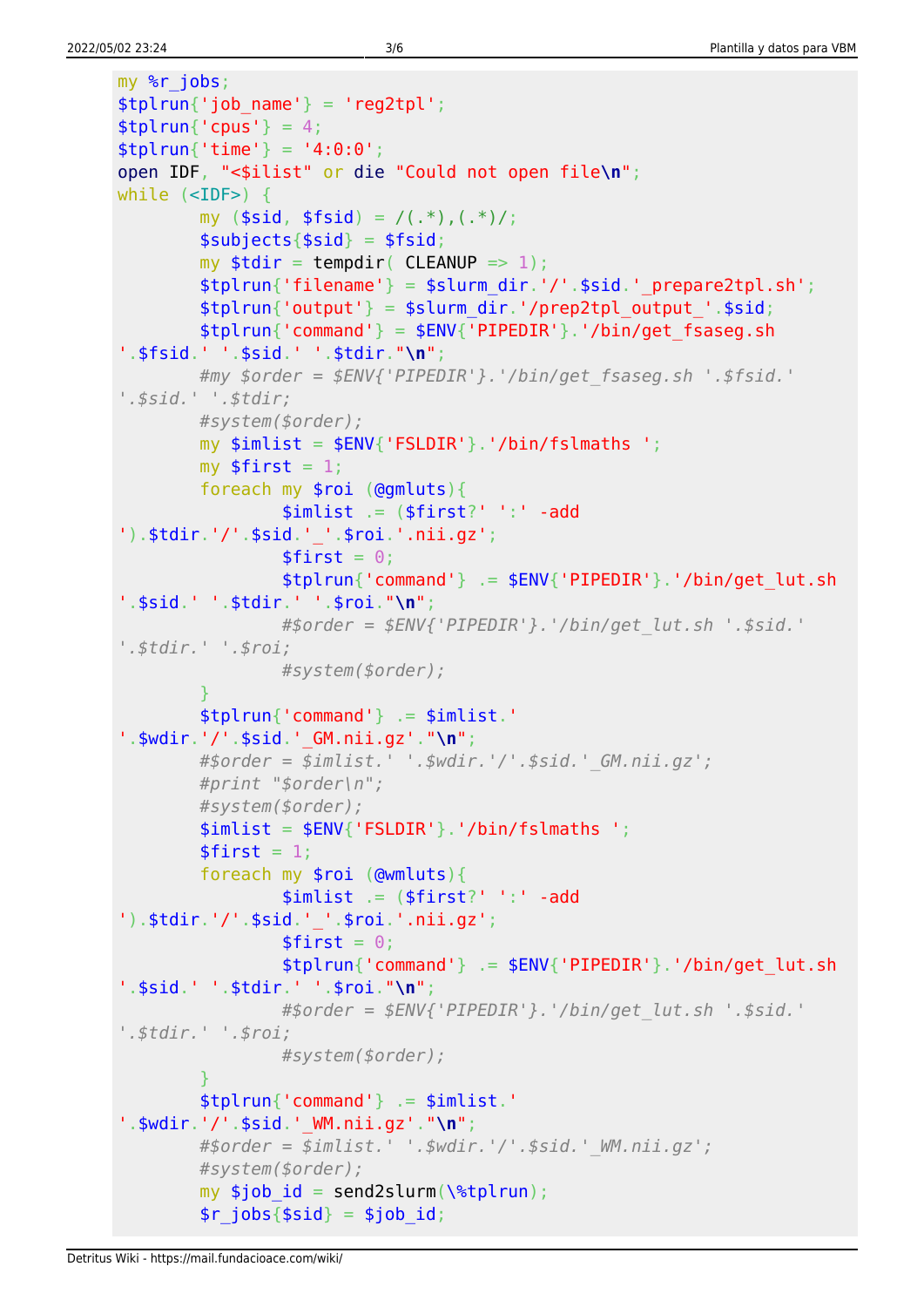```
my %r_jobs;
$tplrun{'job_name'} = 'reg2tpl';
$tplrun{'cpus'} = 4;
$tplrun{'time'} = '4:0:0';
open IDF, "<$ilist" or die "Could not open file\n";
while (<IDF>) {
        my ($sid, $fsid) = /(.*),(.*)/;
        $subjects{$sid} = $fsid;
        my $tdir = tempdir( CLEANUP => 1);
        $tplrun{'filename'} = $slurm_dir.'/'.$sid.'_prepare2tpl.sh';
        $tplrun{'output'} = $slurm_dir.'/prep2tpl_output_'.$sid;
        $tplrun{'command'} = $ENV{'PIPEDIR'}.'/bin/get_fsaseg.sh
'.$fsid.' '.$sid.' '.$tdir."\n";
        #my $order = $ENV{'PIPEDIR'}.'/bin/get_fsaseg.sh '.$fsid.'
'.$sid.' '.$tdir;
        #system($order);
        my $imlist = $ENV{'FSLDIR'}.'/bin/fslmaths ';
        my $first = 1;
        foreach my $roi (@gmluts){
                $imlist .= ($first?' ':' -add
').$tdir.'/'.$sid.'_'.$roi.'.nii.gz';
                $first = 0;
                $tplrun{'command'} .= $ENV{'PIPEDIR'}.'/bin/get_lut.sh
'.$sid.' '.$tdir.' '.$roi."\n";
                #$order = $ENV{'PIPEDIR'}.'/bin/get_lut.sh '.$sid.'
'.$tdir.' '.$roi;
                #system($order);
        }
        $tplrun{'command'} .= $imlist.'
'.$wdir.'/'.$sid.'_GM.nii.gz'."\n";
        #$order = $imlist.' '.$wdir.'/'.$sid.'_GM.nii.gz';
        #print "$order\n";
        #system($order);
        $imlist = $ENV{'FSLDIR'}.'/bin/fslmaths ';
        $first = 1;
        foreach my $roi (@wmluts){
                $imlist .= ($first?' ':' -add
').$tdir.'/'.$sid.'_'.$roi.'.nii.gz';
                $first = 0;
                $tplrun{'command'} .= $ENV{'PIPEDIR'}.'/bin/get_lut.sh
'.$sid.' '.$tdir.' '.$roi."\n";
                #$order = $ENV{'PIPEDIR'}.'/bin/get_lut.sh '.$sid.'
'.$tdir.' '.$roi;
                #system($order);
        }
        $tplrun{'command'} .= $imlist.'
'.$wdir.'/'.$sid.'_WM.nii.gz'."\n";
        #$order = $imlist.' '.$wdir.'/'.$sid.'_WM.nii.gz';
        #system($order);
        my $job_id = send2slurm(\%tplrun);
        $r_jobs{$sid} = $job_id;
```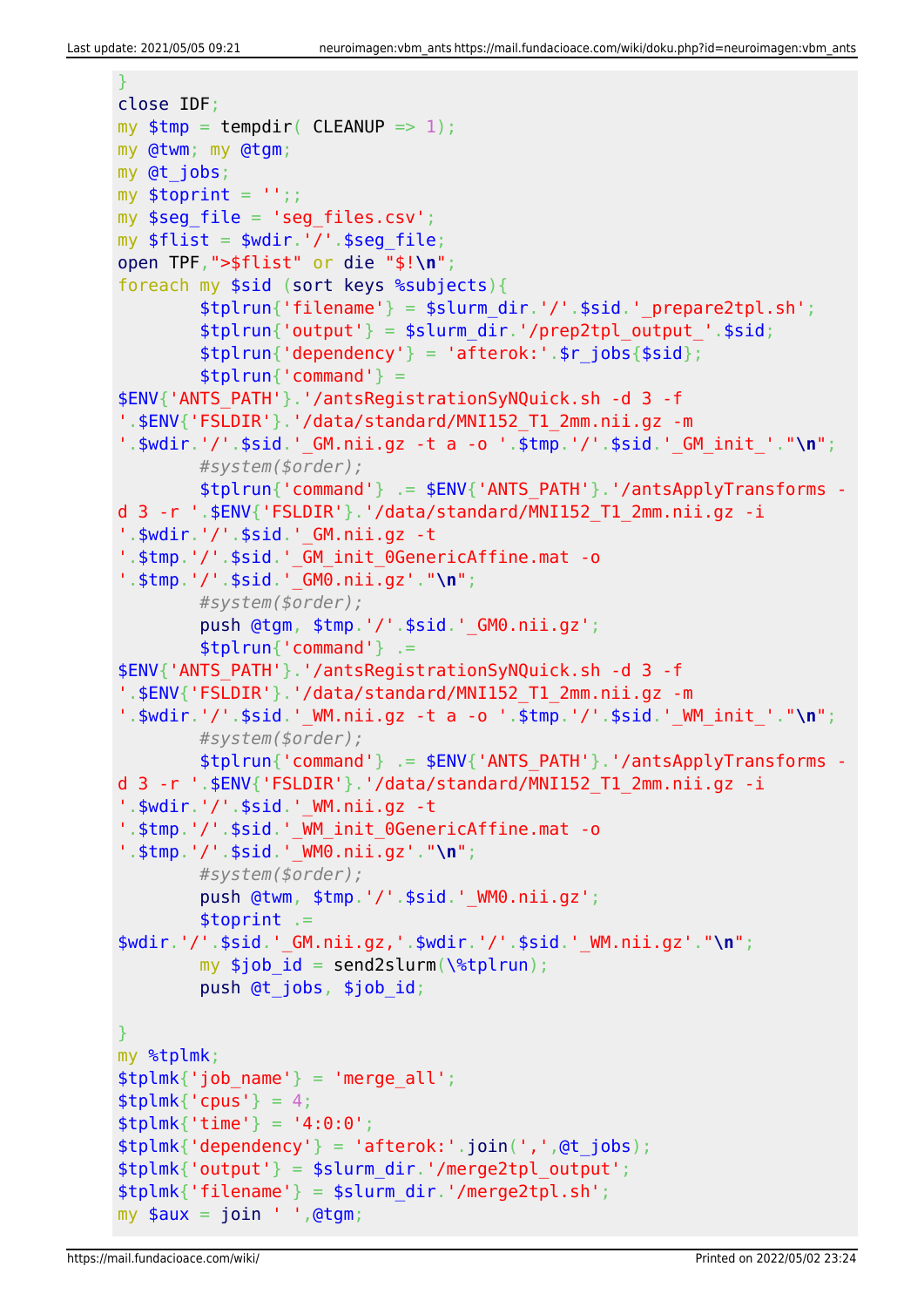```
}
close IDF;
my $tmp = tempdir( CLEANUP => 1);
my @twm; my @tgm;
my @t_jobs;
my $toprint = '';;
my $seg_file = 'seg_files.csv';
my $flist = $wdir.'/'.$seg_file;
open TPF,">$flist" or die "$!\n";
foreach my $sid (sort keys %subjects){
        $tplrun{'filename'} = $slurm_dir.'/'.$sid.'_prepare2tpl.sh';
        $tplrun{'output'} = $slurm_dir.'/prep2tpl_output_'.$sid;
        $tplrun{'dependency'} = 'afterok:'.$r_jobs{$sid};
        $tplrun{'command'} =
$ENV{'ANTS_PATH'}.'/antsRegistrationSyNQuick.sh -d 3 -f
'.$ENV{'FSLDIR'}.'/data/standard/MNI152_T1_2mm.nii.gz -m
'.$wdir.'/'.$sid.'_GM.nii.gz -t a -o '.$tmp.'/'.$sid.'_GM_init_'."\n";
        #system($order);
        $tplrun{'command'} .= $ENV{'ANTS_PATH'}.'/antsApplyTransforms -
d 3 -r '.$ENV{'FSLDIR'}.'/data/standard/MNI152_T1_2mm.nii.gz -i
'.$wdir.'/'.$sid.'_GM.nii.gz -t
'.$tmp.'/'.$sid.'_GM_init_0GenericAffine.mat -o
'.$tmp.'/'.$sid.'_GM0.nii.gz'."\n";
        #system($order);
        push @tgm, $tmp.'/'.$sid.'_GM0.nii.gz';
        $tplrun{'command'} .=
$ENV{'ANTS_PATH'}.'/antsRegistrationSyNQuick.sh -d 3 -f
'.$ENV{'FSLDIR'}.'/data/standard/MNI152_T1_2mm.nii.gz -m
'.$wdir.'/'.$sid.'_WM.nii.gz -t a -o '.$tmp.'/'.$sid.'_WM_init_'."\n";
        #system($order);
        $tplrun{'command'} .= $ENV{'ANTS_PATH'}.'/antsApplyTransforms -
d 3 -r '.$ENV{'FSLDIR'}.'/data/standard/MNI152_T1_2mm.nii.gz -i
'.$wdir.'/'.$sid.'_WM.nii.gz -t
'.$tmp.'/'.$sid.'_WM_init_0GenericAffine.mat -o
'.$tmp.'/'.$sid.'_WM0.nii.gz'."\n";
        #system($order);
        push @twm, $tmp.'/'.$sid.'_WM0.nii.gz';
        $toprint .=
$wdir.'/'.$sid.'_GM.nii.gz,'.$wdir.'/'.$sid.'_WM.nii.gz'."\n";
        my $job_id = send2slurm(\%tplrun);
        push @t_jobs, $job_id;

}
my %tplmk;
$tplmk{'job_name'} = 'merge_all';
$tplmk{'cpus'} = 4;
$tplmk{'time'} = '4:0:0';
$tplmk{'dependency'} = 'afterok:'.join(',',@t_jobs);
$tplmk{'output'} = $slurm_dir.'/merge2tpl_output';
$tplmk{'filename'} = $slurm_dir.'/merge2tpl.sh';
my $aux = join ' ',@tgm;
```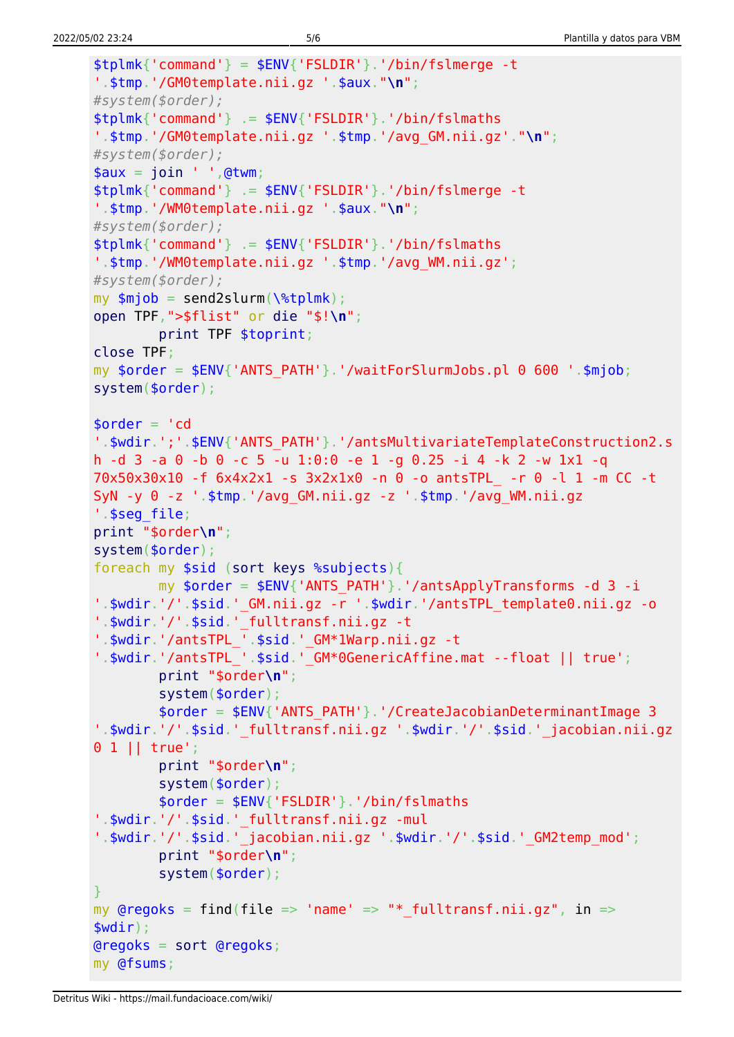```
$tplmk{'command'} = $ENV{'FSLDIR'}.'/bin/fslmerge -t
'.$tmp.'/GM0template.nii.gz '.$aux."\n";
#system($order);
$tplmk{'command'} .= $ENV{'FSLDIR'}.'/bin/fslmaths
'.$tmp.'/GM0template.nii.gz '.$tmp.'/avg_GM.nii.gz'."\n";
#system($order);
$aux = join ' ',@twm;
$tplmk{'command'} .= $ENV{'FSLDIR'}.'/bin/fslmerge -t
'.$tmp.'/WM0template.nii.gz '.$aux."\n";
#system($order);
$tplmk{'command'} .= $ENV{'FSLDIR'}.'/bin/fslmaths
'.$tmp.'/WM0template.nii.gz '.$tmp.'/avg_WM.nii.gz';
#system($order);
my $mjob = send2slurm(\%tplmk);
open TPF,">$flist" or die "$!\n";
        print TPF $toprint;
close TPF;
my $order = $ENV{'ANTS_PATH'}.'/waitForSlurmJobs.pl 0 600 '.$mjob;
system($order);

$order = 'cd
'.$wdir.';'.$ENV{'ANTS_PATH'}.'/antsMultivariateTemplateConstruction2.s
h -d 3 -a 0 -b 0 -c 5 -u 1:0:0 -e 1 -g 0.25 -i 4 -k 2 -w 1x1 -q
70x50x30x10 -f 6x4x2x1 -s 3x2x1x0 -n 0 -o antsTPL_ -r 0 -l 1 -m CC -t
SyN -y 0 -z '.$tmp.'/avg_GM.nii.gz -z '.$tmp.'/avg_WM.nii.gz
'.$seg_file;
print "$order\n";
system($order);
foreach my $sid (sort keys %subjects){
        my $order = $ENV{'ANTS_PATH'}.'/antsApplyTransforms -d 3 -i
'.$wdir.'/'.$sid.'_GM.nii.gz -r '.$wdir.'/antsTPL_template0.nii.gz -o
'.$wdir.'/'.$sid.'_fulltransf.nii.gz -t
'.$wdir.'/antsTPL_'.$sid.'_GM*1Warp.nii.gz -t
'.$wdir.'/antsTPL_'.$sid.'_GM*0GenericAffine.mat --float || true';
        print "$order\n";
        system($order);
        $order = $ENV{'ANTS_PATH'}.'/CreateJacobianDeterminantImage 3
'.$wdir.'/'.$sid.'_fulltransf.nii.gz '.$wdir.'/'.$sid.'_jacobian.nii.gz
0 1 || true';
        print "$order\n";
        system($order);
        $order = $ENV{'FSLDIR'}.'/bin/fslmaths
'.$wdir.'/'.$sid.'_fulltransf.nii.gz -mul
'.$wdir.'/'.$sid.'_jacobian.nii.gz '.$wdir.'/'.$sid.'_GM2temp_mod';
        print "$order\n";
        system($order);
}
my @regoks = find(file => 'name' => "*_fulltransf.nii.gz", in =>
$wdir);
@regoks = sort @regoks;
my @fsums;
```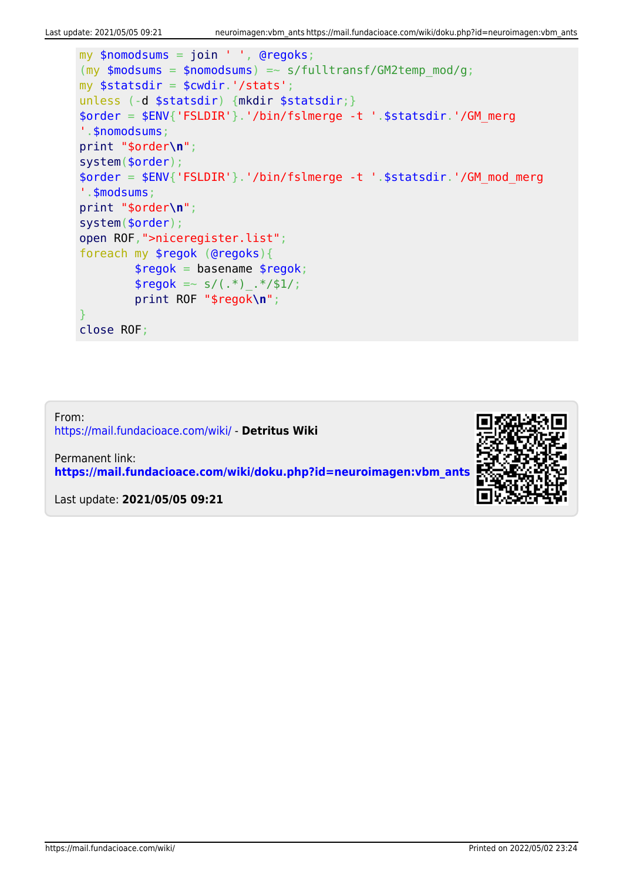```perl
my $nomodsums = join ' ', @regoks;
(my $modsums = $nomodsums) =~ s/fulltransf/GM2temp_mod/g;
my $statsdir = $cwdir.'/stats';
unless (-d $statsdir) {mkdir $statsdir;}
$order = $ENV{'FSLDIR'}.'/bin/fslmerge -t '.$statsdir.'/GM_merg '.$nomodsums;
print "$order\n";
system($order);
$order = $ENV{'FSLDIR'}.'/bin/fslmerge -t '.$statsdir.'/GM_mod_merg '.$modsums;
print "$order\n";
system($order);
open ROF,">niceregister.list";
foreach my $regok (@regoks){
        $regok = basename $regok;
        $regok =~ s/(.*)_.*/$1/;
        print ROF "$regok\n";
}
close ROF;
```

From:
https://mail.fundacioace.com/wiki/ - **Detritus Wiki**

Permanent link:
**https://mail.fundacioace.com/wiki/doku.php?id=neuroimagen:vbm_ants**

Last update: **2021/05/05 09:21**